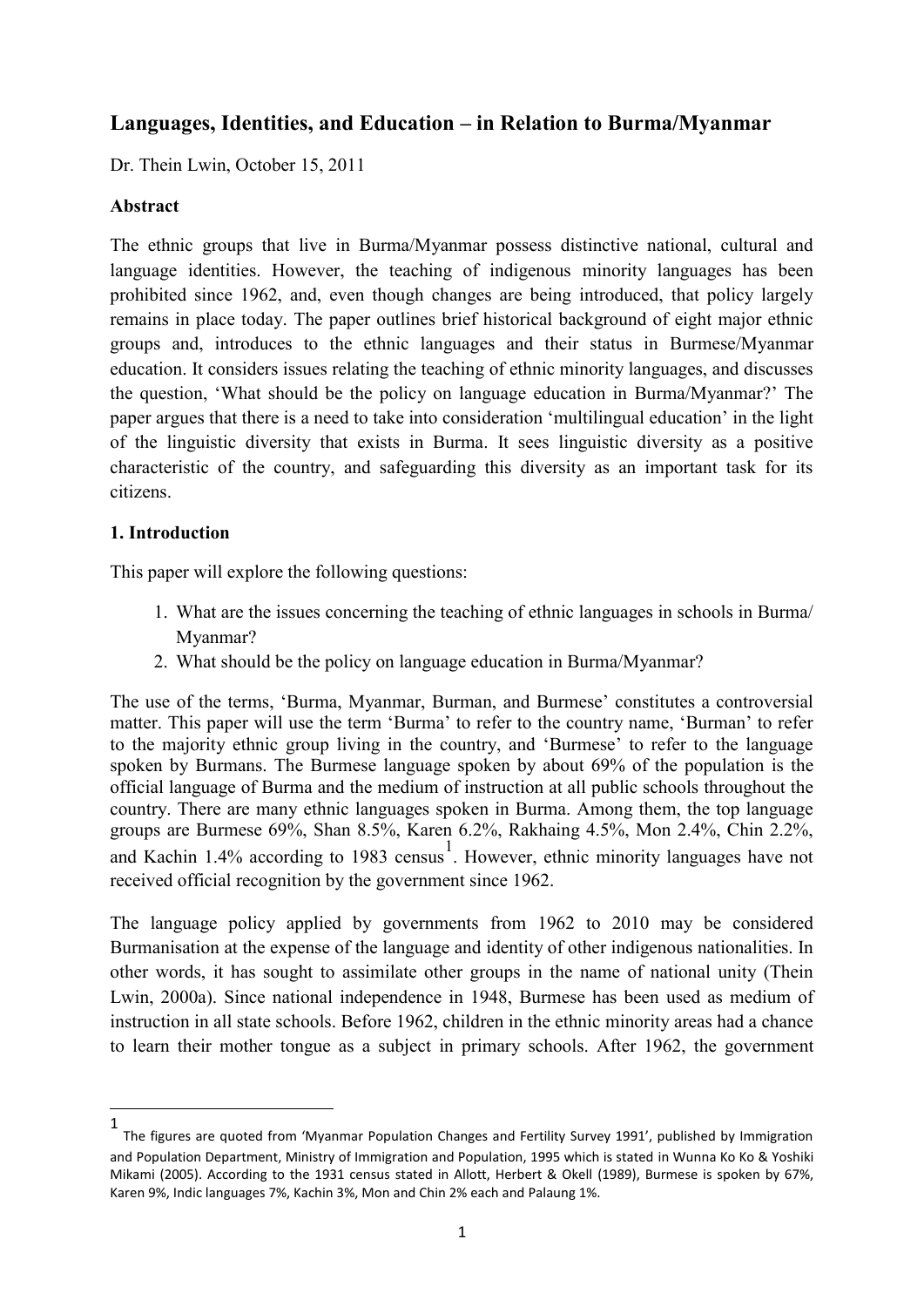## Languages, Identities, and Education – in Relation to Burma/Myanmar

Dr. Thein Lwin, October 15, 2011

### Abstract

The ethnic groups that live in Burma/Myanmar possess distinctive national, cultural and language identities. However, the teaching of indigenous minority languages has been prohibited since 1962, and, even though changes are being introduced, that policy largely remains in place today. The paper outlines brief historical background of eight major ethnic groups and, introduces to the ethnic languages and their status in Burmese/Myanmar education. It considers issues relating the teaching of ethnic minority languages, and discusses the question, 'What should be the policy on language education in Burma/Myanmar?' The paper argues that there is a need to take into consideration 'multilingual education' in the light of the linguistic diversity that exists in Burma. It sees linguistic diversity as a positive characteristic of the country, and safeguarding this diversity as an important task for its citizens.

### 1. Introduction

This paper will explore the following questions:

1. What are the issues concerning the teaching of ethnic languages in schools in Burma/ Myanmar?
2. What should be the policy on language education in Burma/Myanmar?

The use of the terms, 'Burma, Myanmar, Burman, and Burmese' constitutes a controversial matter. This paper will use the term 'Burma' to refer to the country name, 'Burman' to refer to the majority ethnic group living in the country, and 'Burmese' to refer to the language spoken by Burmans. The Burmese language spoken by about 69% of the population is the official language of Burma and the medium of instruction at all public schools throughout the country. There are many ethnic languages spoken in Burma. Among them, the top language groups are Burmese 69%, Shan 8.5%, Karen 6.2%, Rakhaing 4.5%, Mon 2.4%, Chin 2.2%, and Kachin 1.4% according to 1983 census[1]. However, ethnic minority languages have not received official recognition by the government since 1962.

The language policy applied by governments from 1962 to 2010 may be considered Burmanisation at the expense of the language and identity of other indigenous nationalities. In other words, it has sought to assimilate other groups in the name of national unity (Thein Lwin, 2000a). Since national independence in 1948, Burmese has been used as medium of instruction in all state schools. Before 1962, children in the ethnic minority areas had a chance to learn their mother tongue as a subject in primary schools. After 1962, the government

[1] The figures are quoted from 'Myanmar Population Changes and Fertility Survey 1991', published by Immigration and Population Department, Ministry of Immigration and Population, 1995 which is stated in Wunna Ko Ko & Yoshiki Mikami (2005). According to the 1931 census stated in Allott, Herbert & Okell (1989), Burmese is spoken by 67%, Karen 9%, Indic languages 7%, Kachin 3%, Mon and Chin 2% each and Palaung 1%.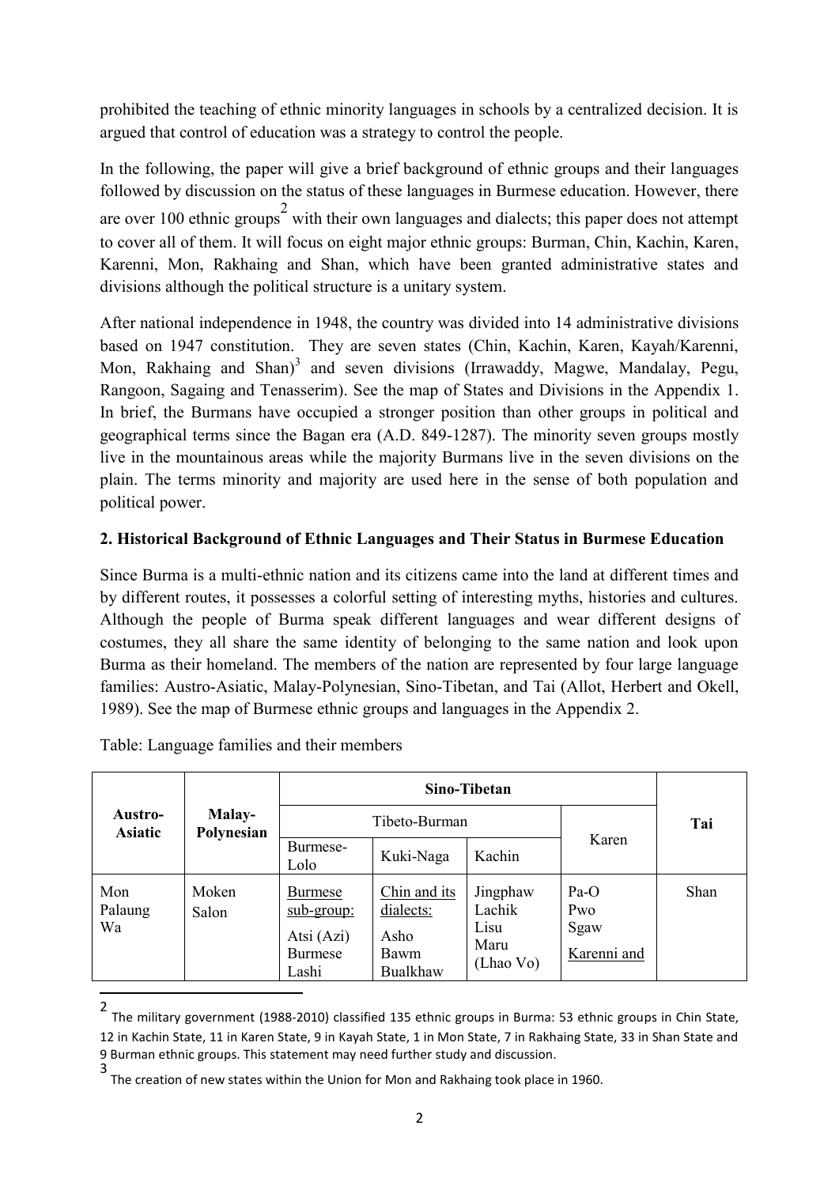prohibited the teaching of ethnic minority languages in schools by a centralized decision. It is argued that control of education was a strategy to control the people.

In the following, the paper will give a brief background of ethnic groups and their languages followed by discussion on the status of these languages in Burmese education. However, there are over 100 ethnic groups[2] with their own languages and dialects; this paper does not attempt to cover all of them. It will focus on eight major ethnic groups: Burman, Chin, Kachin, Karen, Karenni, Mon, Rakhaing and Shan, which have been granted administrative states and divisions although the political structure is a unitary system.

After national independence in 1948, the country was divided into 14 administrative divisions based on 1947 constitution. They are seven states (Chin, Kachin, Karen, Kayah/Karenni, Mon, Rakhaing and Shan)[3] and seven divisions (Irrawaddy, Magwe, Mandalay, Pegu, Rangoon, Sagaing and Tenasserim). See the map of States and Divisions in the Appendix 1. In brief, the Burmans have occupied a stronger position than other groups in political and geographical terms since the Bagan era (A.D. 849-1287). The minority seven groups mostly live in the mountainous areas while the majority Burmans live in the seven divisions on the plain. The terms minority and majority are used here in the sense of both population and political power.

## 2. Historical Background of Ethnic Languages and Their Status in Burmese Education

Since Burma is a multi-ethnic nation and its citizens came into the land at different times and by different routes, it possesses a colorful setting of interesting myths, histories and cultures. Although the people of Burma speak different languages and wear different designs of costumes, they all share the same identity of belonging to the same nation and look upon Burma as their homeland. The members of the nation are represented by four large language families: Austro-Asiatic, Malay-Polynesian, Sino-Tibetan, and Tai (Allot, Herbert and Okell, 1989). See the map of Burmese ethnic groups and languages in the Appendix 2.

Table: Language families and their members

| **Austro-Asiatic** | **Malay-Polynesian** | **Sino-Tibetan** | | | | **Tai** |
|---|---|---|---|---|---|---|
| | | Tibeto-Burman | | | Karen | |
| | | Burmese-Lolo | Kuki-Naga | Kachin | | |
| Mon<br>Palaung<br>Wa | Moken<br>Salon | <u>Burmese sub-group:</u><br>Atsi (Azi)<br>Burmese<br>Lashi | <u>Chin and its dialects:</u><br>Asho<br>Bawm<br>Bualkhaw | Jingphaw<br>Lachik<br>Lisu<br>Maru<br>(Lhao Vo) | Pa-O<br>Pwo<br>Sgaw<br><u>Karenni and</u> | Shan |

[2] The military government (1988-2010) classified 135 ethnic groups in Burma: 53 ethnic groups in Chin State, 12 in Kachin State, 11 in Karen State, 9 in Kayah State, 1 in Mon State, 7 in Rakhaing State, 33 in Shan State and 9 Burman ethnic groups. This statement may need further study and discussion.

[3] The creation of new states within the Union for Mon and Rakhaing took place in 1960.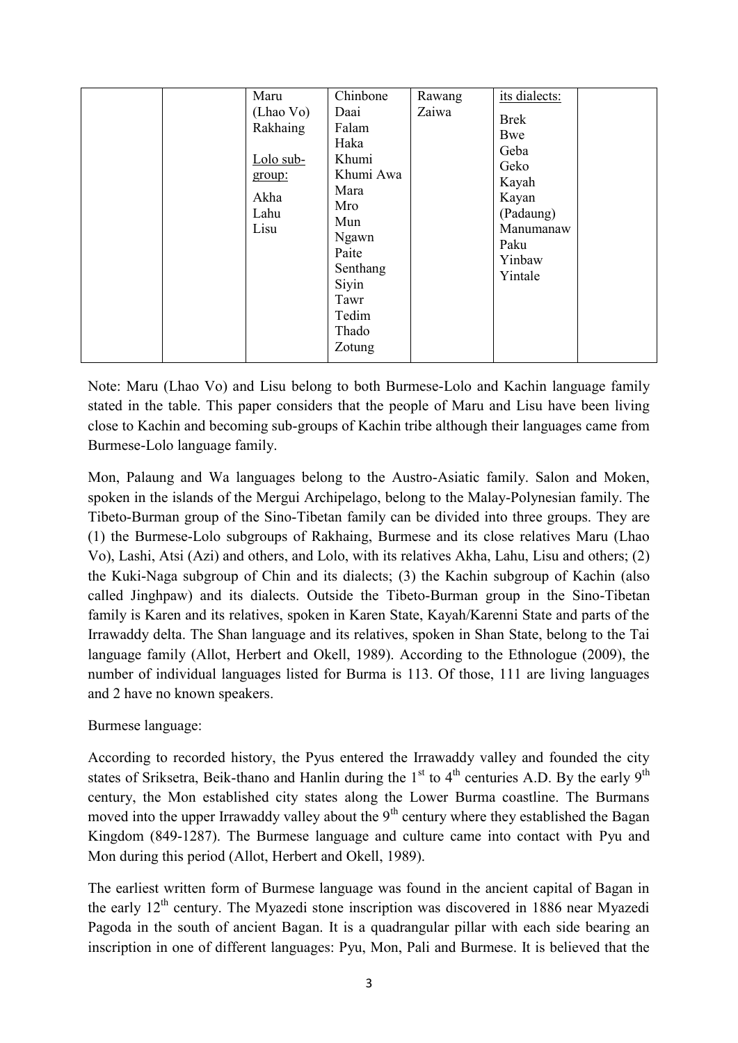|  |  | Maru (Lhao Vo) Rakhaing<br><br>Lolo sub-group:<br>Akha<br>Lahu<br>Lisu | Chinbone<br>Daai<br>Falam<br>Haka<br>Khumi<br>Khumi Awa<br>Mara<br>Mro<br>Mun<br>Ngawn<br>Paite<br>Senthang<br>Siyin<br>Tawr<br>Tedim<br>Thado<br>Zotung | Rawang<br>Zaiwa | its dialects:<br>Brek<br>Bwe<br>Geba<br>Geko<br>Kayah<br>Kayan (Padaung)<br>Manumanaw<br>Paku<br>Yinbaw<br>Yintale |  |
|---|---|---|---|---|---|---|

Note: Maru (Lhao Vo) and Lisu belong to both Burmese-Lolo and Kachin language family stated in the table. This paper considers that the people of Maru and Lisu have been living close to Kachin and becoming sub-groups of Kachin tribe although their languages came from Burmese-Lolo language family.

Mon, Palaung and Wa languages belong to the Austro-Asiatic family. Salon and Moken, spoken in the islands of the Mergui Archipelago, belong to the Malay-Polynesian family. The Tibeto-Burman group of the Sino-Tibetan family can be divided into three groups. They are (1) the Burmese-Lolo subgroups of Rakhaing, Burmese and its close relatives Maru (Lhao Vo), Lashi, Atsi (Azi) and others, and Lolo, with its relatives Akha, Lahu, Lisu and others; (2) the Kuki-Naga subgroup of Chin and its dialects; (3) the Kachin subgroup of Kachin (also called Jinghpaw) and its dialects. Outside the Tibeto-Burman group in the Sino-Tibetan family is Karen and its relatives, spoken in Karen State, Kayah/Karenni State and parts of the Irrawaddy delta. The Shan language and its relatives, spoken in Shan State, belong to the Tai language family (Allot, Herbert and Okell, 1989). According to the Ethnologue (2009), the number of individual languages listed for Burma is 113. Of those, 111 are living languages and 2 have no known speakers.

Burmese language:

According to recorded history, the Pyus entered the Irrawaddy valley and founded the city states of Sriksetra, Beik-thano and Hanlin during the 1st to 4th centuries A.D. By the early 9th century, the Mon established city states along the Lower Burma coastline. The Burmans moved into the upper Irrawaddy valley about the 9th century where they established the Bagan Kingdom (849-1287). The Burmese language and culture came into contact with Pyu and Mon during this period (Allot, Herbert and Okell, 1989).

The earliest written form of Burmese language was found in the ancient capital of Bagan in the early 12th century. The Myazedi stone inscription was discovered in 1886 near Myazedi Pagoda in the south of ancient Bagan. It is a quadrangular pillar with each side bearing an inscription in one of different languages: Pyu, Mon, Pali and Burmese. It is believed that the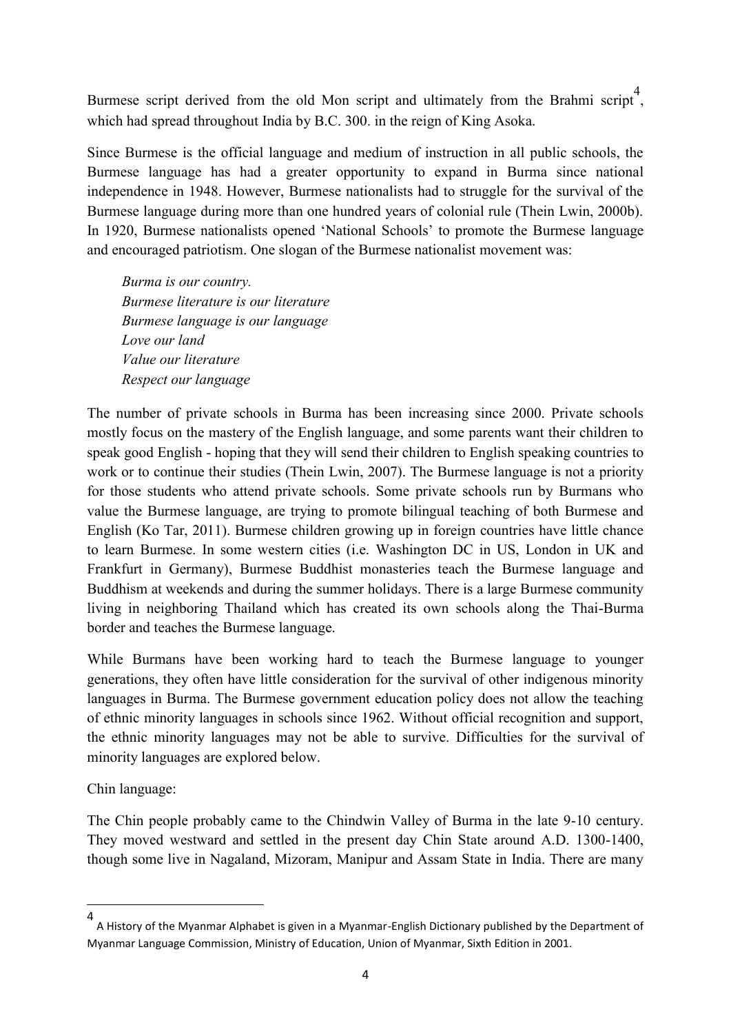Burmese script derived from the old Mon script and ultimately from the Brahmi script[4], which had spread throughout India by B.C. 300. in the reign of King Asoka.

Since Burmese is the official language and medium of instruction in all public schools, the Burmese language has had a greater opportunity to expand in Burma since national independence in 1948. However, Burmese nationalists had to struggle for the survival of the Burmese language during more than one hundred years of colonial rule (Thein Lwin, 2000b). In 1920, Burmese nationalists opened 'National Schools' to promote the Burmese language and encouraged patriotism. One slogan of the Burmese nationalist movement was:

> *Burma is our country.*
> *Burmese literature is our literature*
> *Burmese language is our language*
> *Love our land*
> *Value our literature*
> *Respect our language*

The number of private schools in Burma has been increasing since 2000. Private schools mostly focus on the mastery of the English language, and some parents want their children to speak good English - hoping that they will send their children to English speaking countries to work or to continue their studies (Thein Lwin, 2007). The Burmese language is not a priority for those students who attend private schools. Some private schools run by Burmans who value the Burmese language, are trying to promote bilingual teaching of both Burmese and English (Ko Tar, 2011). Burmese children growing up in foreign countries have little chance to learn Burmese. In some western cities (i.e. Washington DC in US, London in UK and Frankfurt in Germany), Burmese Buddhist monasteries teach the Burmese language and Buddhism at weekends and during the summer holidays. There is a large Burmese community living in neighboring Thailand which has created its own schools along the Thai-Burma border and teaches the Burmese language.

While Burmans have been working hard to teach the Burmese language to younger generations, they often have little consideration for the survival of other indigenous minority languages in Burma. The Burmese government education policy does not allow the teaching of ethnic minority languages in schools since 1962. Without official recognition and support, the ethnic minority languages may not be able to survive. Difficulties for the survival of minority languages are explored below.

Chin language:

The Chin people probably came to the Chindwin Valley of Burma in the late 9-10 century. They moved westward and settled in the present day Chin State around A.D. 1300-1400, though some live in Nagaland, Mizoram, Manipur and Assam State in India. There are many

---

[4] A History of the Myanmar Alphabet is given in a Myanmar-English Dictionary published by the Department of Myanmar Language Commission, Ministry of Education, Union of Myanmar, Sixth Edition in 2001.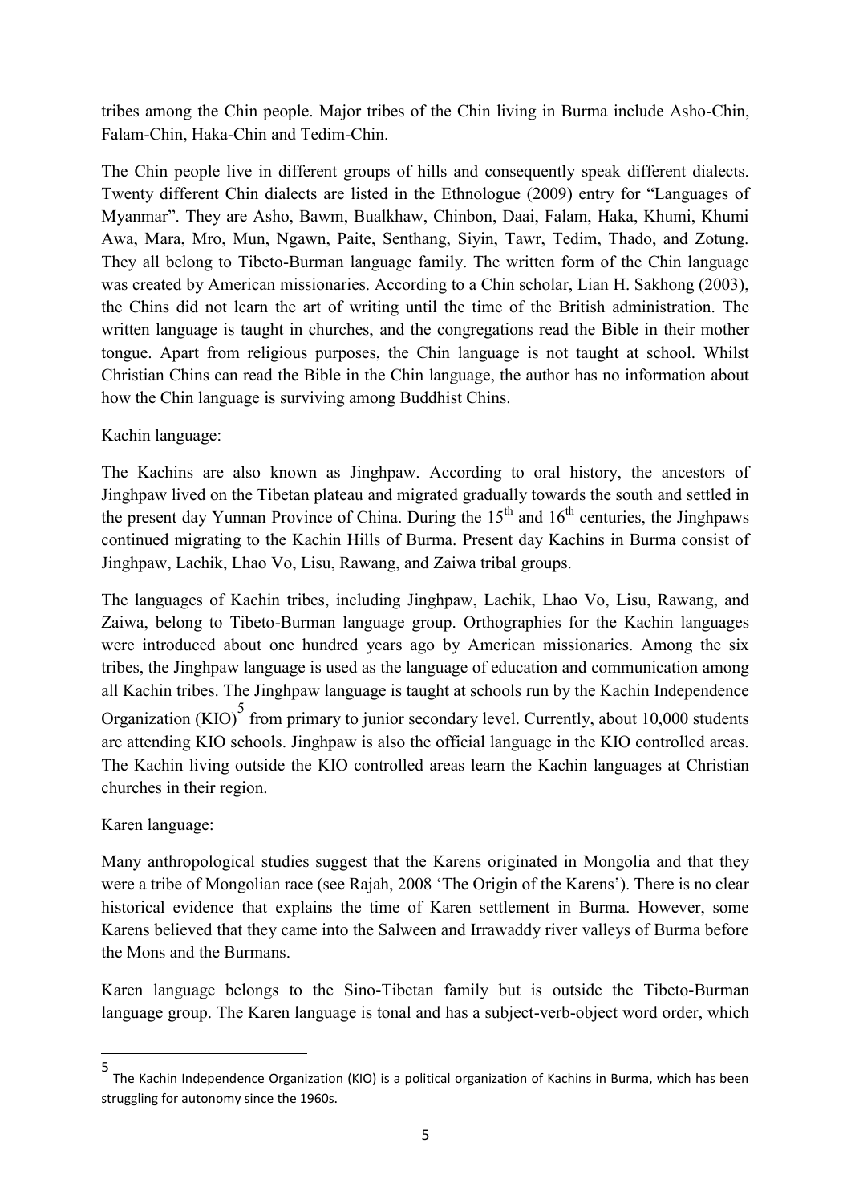tribes among the Chin people. Major tribes of the Chin living in Burma include Asho-Chin, Falam-Chin, Haka-Chin and Tedim-Chin.

The Chin people live in different groups of hills and consequently speak different dialects. Twenty different Chin dialects are listed in the Ethnologue (2009) entry for "Languages of Myanmar". They are Asho, Bawm, Bualkhaw, Chinbon, Daai, Falam, Haka, Khumi, Khumi Awa, Mara, Mro, Mun, Ngawn, Paite, Senthang, Siyin, Tawr, Tedim, Thado, and Zotung. They all belong to Tibeto-Burman language family. The written form of the Chin language was created by American missionaries. According to a Chin scholar, Lian H. Sakhong (2003), the Chins did not learn the art of writing until the time of the British administration. The written language is taught in churches, and the congregations read the Bible in their mother tongue. Apart from religious purposes, the Chin language is not taught at school. Whilst Christian Chins can read the Bible in the Chin language, the author has no information about how the Chin language is surviving among Buddhist Chins.

Kachin language:

The Kachins are also known as Jinghpaw. According to oral history, the ancestors of Jinghpaw lived on the Tibetan plateau and migrated gradually towards the south and settled in the present day Yunnan Province of China. During the 15th and 16th centuries, the Jinghpaws continued migrating to the Kachin Hills of Burma. Present day Kachins in Burma consist of Jinghpaw, Lachik, Lhao Vo, Lisu, Rawang, and Zaiwa tribal groups.

The languages of Kachin tribes, including Jinghpaw, Lachik, Lhao Vo, Lisu, Rawang, and Zaiwa, belong to Tibeto-Burman language group. Orthographies for the Kachin languages were introduced about one hundred years ago by American missionaries. Among the six tribes, the Jinghpaw language is used as the language of education and communication among all Kachin tribes. The Jinghpaw language is taught at schools run by the Kachin Independence Organization (KIO)[5] from primary to junior secondary level. Currently, about 10,000 students are attending KIO schools. Jinghpaw is also the official language in the KIO controlled areas. The Kachin living outside the KIO controlled areas learn the Kachin languages at Christian churches in their region.

Karen language:

Many anthropological studies suggest that the Karens originated in Mongolia and that they were a tribe of Mongolian race (see Rajah, 2008 'The Origin of the Karens'). There is no clear historical evidence that explains the time of Karen settlement in Burma. However, some Karens believed that they came into the Salween and Irrawaddy river valleys of Burma before the Mons and the Burmans.

Karen language belongs to the Sino-Tibetan family but is outside the Tibeto-Burman language group. The Karen language is tonal and has a subject-verb-object word order, which

[5] The Kachin Independence Organization (KIO) is a political organization of Kachins in Burma, which has been struggling for autonomy since the 1960s.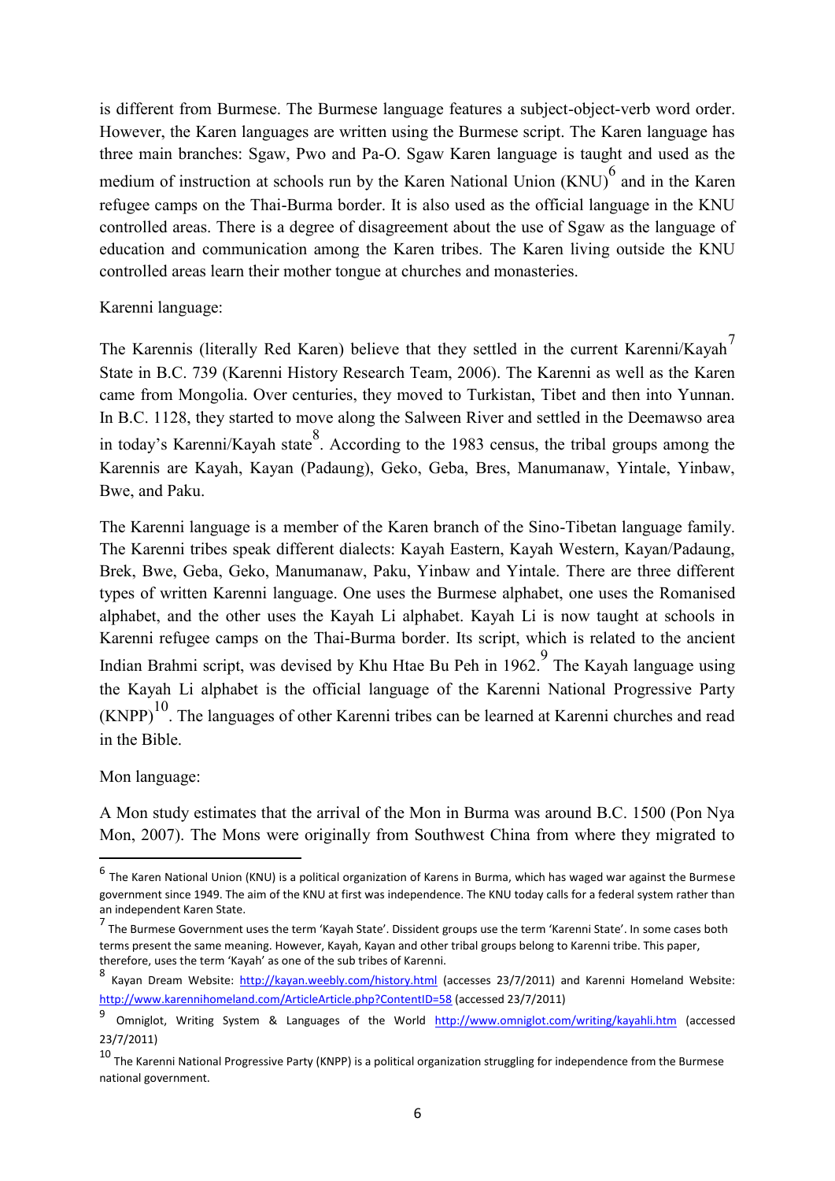is different from Burmese. The Burmese language features a subject-object-verb word order. However, the Karen languages are written using the Burmese script. The Karen language has three main branches: Sgaw, Pwo and Pa-O. Sgaw Karen language is taught and used as the medium of instruction at schools run by the Karen National Union (KNU)[6] and in the Karen refugee camps on the Thai-Burma border. It is also used as the official language in the KNU controlled areas. There is a degree of disagreement about the use of Sgaw as the language of education and communication among the Karen tribes. The Karen living outside the KNU controlled areas learn their mother tongue at churches and monasteries.

Karenni language:

The Karennis (literally Red Karen) believe that they settled in the current Karenni/Kayah[7] State in B.C. 739 (Karenni History Research Team, 2006). The Karenni as well as the Karen came from Mongolia. Over centuries, they moved to Turkistan, Tibet and then into Yunnan. In B.C. 1128, they started to move along the Salween River and settled in the Deemawso area in today's Karenni/Kayah state[8]. According to the 1983 census, the tribal groups among the Karennis are Kayah, Kayan (Padaung), Geko, Geba, Bres, Manumanaw, Yintale, Yinbaw, Bwe, and Paku.

The Karenni language is a member of the Karen branch of the Sino-Tibetan language family. The Karenni tribes speak different dialects: Kayah Eastern, Kayah Western, Kayan/Padaung, Brek, Bwe, Geba, Geko, Manumanaw, Paku, Yinbaw and Yintale. There are three different types of written Karenni language. One uses the Burmese alphabet, one uses the Romanised alphabet, and the other uses the Kayah Li alphabet. Kayah Li is now taught at schools in Karenni refugee camps on the Thai-Burma border. Its script, which is related to the ancient Indian Brahmi script, was devised by Khu Htae Bu Peh in 1962.[9] The Kayah language using the Kayah Li alphabet is the official language of the Karenni National Progressive Party (KNPP)[10]. The languages of other Karenni tribes can be learned at Karenni churches and read in the Bible.

Mon language:

A Mon study estimates that the arrival of the Mon in Burma was around B.C. 1500 (Pon Nya Mon, 2007). The Mons were originally from Southwest China from where they migrated to

---

[6] The Karen National Union (KNU) is a political organization of Karens in Burma, which has waged war against the Burmese government since 1949. The aim of the KNU at first was independence. The KNU today calls for a federal system rather than an independent Karen State.

[7] The Burmese Government uses the term 'Kayah State'. Dissident groups use the term 'Karenni State'. In some cases both terms present the same meaning. However, Kayah, Kayan and other tribal groups belong to Karenni tribe. This paper, therefore, uses the term 'Kayah' as one of the sub tribes of Karenni.

[8] Kayan Dream Website: http://kayan.weebly.com/history.html (accesses 23/7/2011) and Karenni Homeland Website: http://www.karennihomeland.com/ArticleArticle.php?ContentID=58 (accessed 23/7/2011)

[9] Omniglot, Writing System & Languages of the World http://www.omniglot.com/writing/kayahli.htm (accessed 23/7/2011)

[10] The Karenni National Progressive Party (KNPP) is a political organization struggling for independence from the Burmese national government.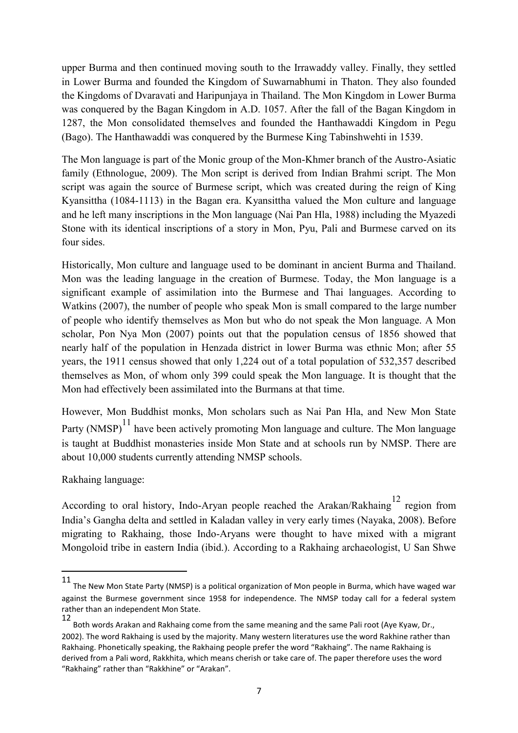upper Burma and then continued moving south to the Irrawaddy valley. Finally, they settled in Lower Burma and founded the Kingdom of Suwarnabhumi in Thaton. They also founded the Kingdoms of Dvaravati and Haripunjaya in Thailand. The Mon Kingdom in Lower Burma was conquered by the Bagan Kingdom in A.D. 1057. After the fall of the Bagan Kingdom in 1287, the Mon consolidated themselves and founded the Hanthawaddi Kingdom in Pegu (Bago). The Hanthawaddi was conquered by the Burmese King Tabinshwehti in 1539.

The Mon language is part of the Monic group of the Mon-Khmer branch of the Austro-Asiatic family (Ethnologue, 2009). The Mon script is derived from Indian Brahmi script. The Mon script was again the source of Burmese script, which was created during the reign of King Kyansittha (1084-1113) in the Bagan era. Kyansittha valued the Mon culture and language and he left many inscriptions in the Mon language (Nai Pan Hla, 1988) including the Myazedi Stone with its identical inscriptions of a story in Mon, Pyu, Pali and Burmese carved on its four sides.

Historically, Mon culture and language used to be dominant in ancient Burma and Thailand. Mon was the leading language in the creation of Burmese. Today, the Mon language is a significant example of assimilation into the Burmese and Thai languages. According to Watkins (2007), the number of people who speak Mon is small compared to the large number of people who identify themselves as Mon but who do not speak the Mon language. A Mon scholar, Pon Nya Mon (2007) points out that the population census of 1856 showed that nearly half of the population in Henzada district in lower Burma was ethnic Mon; after 55 years, the 1911 census showed that only 1,224 out of a total population of 532,357 described themselves as Mon, of whom only 399 could speak the Mon language. It is thought that the Mon had effectively been assimilated into the Burmans at that time.

However, Mon Buddhist monks, Mon scholars such as Nai Pan Hla, and New Mon State Party (NMSP)[11] have been actively promoting Mon language and culture. The Mon language is taught at Buddhist monasteries inside Mon State and at schools run by NMSP. There are about 10,000 students currently attending NMSP schools.

Rakhaing language:

According to oral history, Indo-Aryan people reached the Arakan/Rakhaing[12] region from India's Gangha delta and settled in Kaladan valley in very early times (Nayaka, 2008). Before migrating to Rakhaing, those Indo-Aryans were thought to have mixed with a migrant Mongoloid tribe in eastern India (ibid.). According to a Rakhaing archaeologist, U San Shwe

---

[11] The New Mon State Party (NMSP) is a political organization of Mon people in Burma, which have waged war against the Burmese government since 1958 for independence. The NMSP today call for a federal system rather than an independent Mon State.

[12] Both words Arakan and Rakhaing come from the same meaning and the same Pali root (Aye Kyaw, Dr., 2002). The word Rakhaing is used by the majority. Many western literatures use the word Rakhine rather than Rakhaing. Phonetically speaking, the Rakhaing people prefer the word "Rakhaing". The name Rakhaing is derived from a Pali word, Rakkhita, which means cherish or take care of. The paper therefore uses the word "Rakhaing" rather than "Rakkhine" or "Arakan".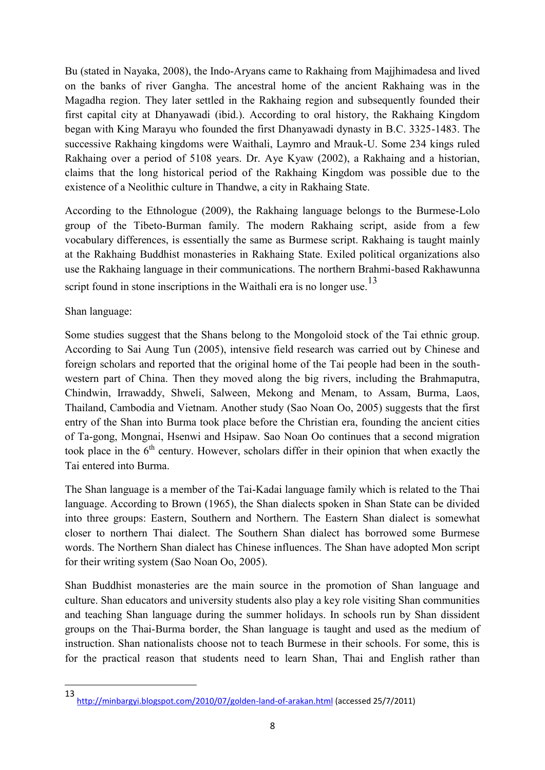Bu (stated in Nayaka, 2008), the Indo-Aryans came to Rakhaing from Majjhimadesa and lived on the banks of river Gangha. The ancestral home of the ancient Rakhaing was in the Magadha region. They later settled in the Rakhaing region and subsequently founded their first capital city at Dhanyawadi (ibid.). According to oral history, the Rakhaing Kingdom began with King Marayu who founded the first Dhanyawadi dynasty in B.C. 3325-1483. The successive Rakhaing kingdoms were Waithali, Laymro and Mrauk-U. Some 234 kings ruled Rakhaing over a period of 5108 years. Dr. Aye Kyaw (2002), a Rakhaing and a historian, claims that the long historical period of the Rakhaing Kingdom was possible due to the existence of a Neolithic culture in Thandwe, a city in Rakhaing State.

According to the Ethnologue (2009), the Rakhaing language belongs to the Burmese-Lolo group of the Tibeto-Burman family. The modern Rakhaing script, aside from a few vocabulary differences, is essentially the same as Burmese script. Rakhaing is taught mainly at the Rakhaing Buddhist monasteries in Rakhaing State. Exiled political organizations also use the Rakhaing language in their communications. The northern Brahmi-based Rakhawunna script found in stone inscriptions in the Waithali era is no longer use.[13]

Shan language:

Some studies suggest that the Shans belong to the Mongoloid stock of the Tai ethnic group. According to Sai Aung Tun (2005), intensive field research was carried out by Chinese and foreign scholars and reported that the original home of the Tai people had been in the south-western part of China. Then they moved along the big rivers, including the Brahmaputra, Chindwin, Irrawaddy, Shweli, Salween, Mekong and Menam, to Assam, Burma, Laos, Thailand, Cambodia and Vietnam. Another study (Sao Noan Oo, 2005) suggests that the first entry of the Shan into Burma took place before the Christian era, founding the ancient cities of Ta-gong, Mongnai, Hsenwi and Hsipaw. Sao Noan Oo continues that a second migration took place in the 6th century. However, scholars differ in their opinion that when exactly the Tai entered into Burma.

The Shan language is a member of the Tai-Kadai language family which is related to the Thai language. According to Brown (1965), the Shan dialects spoken in Shan State can be divided into three groups: Eastern, Southern and Northern. The Eastern Shan dialect is somewhat closer to northern Thai dialect. The Southern Shan dialect has borrowed some Burmese words. The Northern Shan dialect has Chinese influences. The Shan have adopted Mon script for their writing system (Sao Noan Oo, 2005).

Shan Buddhist monasteries are the main source in the promotion of Shan language and culture. Shan educators and university students also play a key role visiting Shan communities and teaching Shan language during the summer holidays. In schools run by Shan dissident groups on the Thai-Burma border, the Shan language is taught and used as the medium of instruction. Shan nationalists choose not to teach Burmese in their schools. For some, this is for the practical reason that students need to learn Shan, Thai and English rather than

---

[13] http://minbargyi.blogspot.com/2010/07/golden-land-of-arakan.html (accessed 25/7/2011)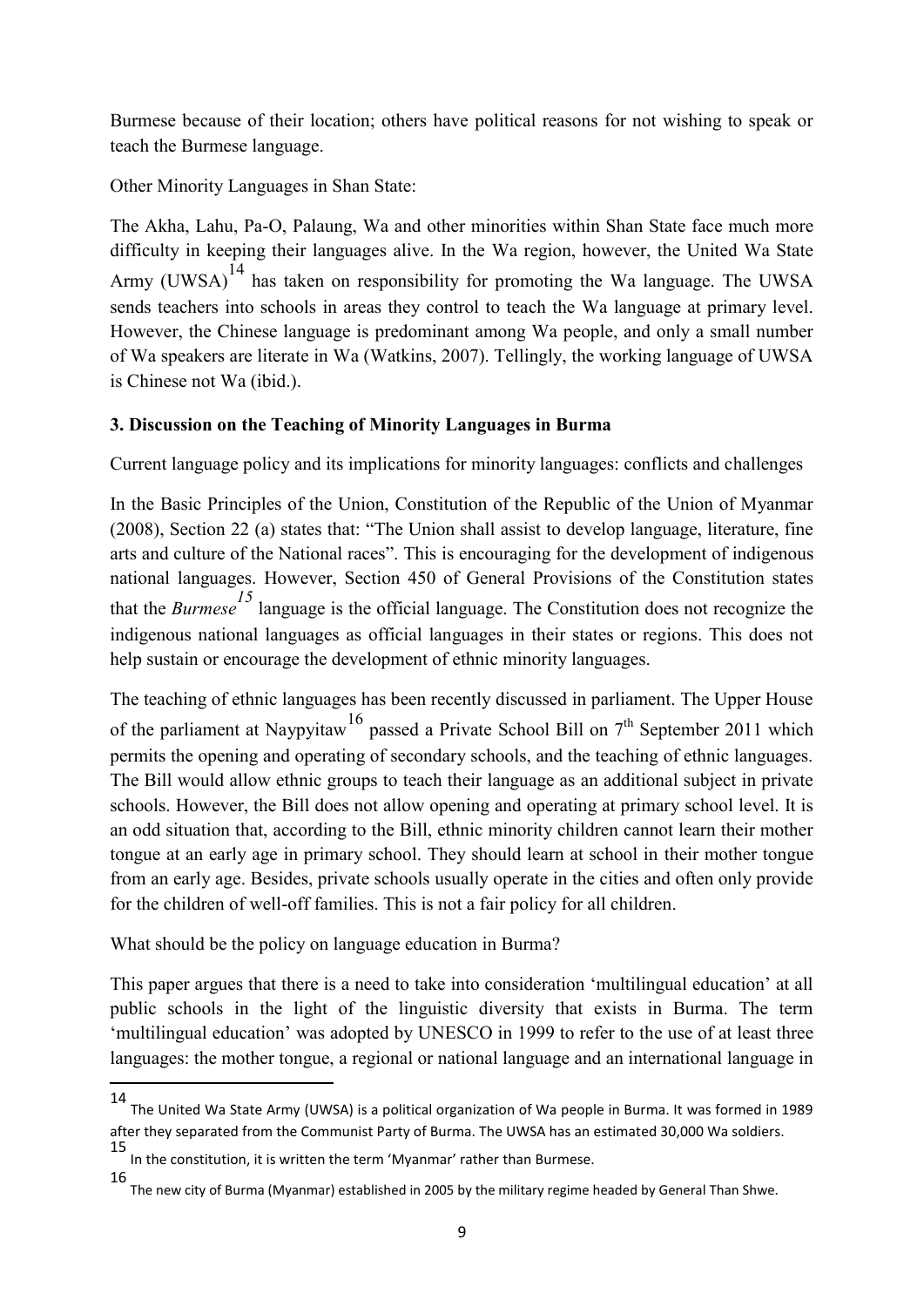Burmese because of their location; others have political reasons for not wishing to speak or teach the Burmese language.

Other Minority Languages in Shan State:

The Akha, Lahu, Pa-O, Palaung, Wa and other minorities within Shan State face much more difficulty in keeping their languages alive. In the Wa region, however, the United Wa State Army (UWSA)[14] has taken on responsibility for promoting the Wa language. The UWSA sends teachers into schools in areas they control to teach the Wa language at primary level. However, the Chinese language is predominant among Wa people, and only a small number of Wa speakers are literate in Wa (Watkins, 2007). Tellingly, the working language of UWSA is Chinese not Wa (ibid.).

### 3. Discussion on the Teaching of Minority Languages in Burma

Current language policy and its implications for minority languages: conflicts and challenges

In the Basic Principles of the Union, Constitution of the Republic of the Union of Myanmar (2008), Section 22 (a) states that: "The Union shall assist to develop language, literature, fine arts and culture of the National races". This is encouraging for the development of indigenous national languages. However, Section 450 of General Provisions of the Constitution states that the *Burmese*[15] language is the official language. The Constitution does not recognize the indigenous national languages as official languages in their states or regions. This does not help sustain or encourage the development of ethnic minority languages.

The teaching of ethnic languages has been recently discussed in parliament. The Upper House of the parliament at Naypyitaw[16] passed a Private School Bill on 7th September 2011 which permits the opening and operating of secondary schools, and the teaching of ethnic languages. The Bill would allow ethnic groups to teach their language as an additional subject in private schools. However, the Bill does not allow opening and operating at primary school level. It is an odd situation that, according to the Bill, ethnic minority children cannot learn their mother tongue at an early age in primary school. They should learn at school in their mother tongue from an early age. Besides, private schools usually operate in the cities and often only provide for the children of well-off families. This is not a fair policy for all children.

What should be the policy on language education in Burma?

This paper argues that there is a need to take into consideration 'multilingual education' at all public schools in the light of the linguistic diversity that exists in Burma. The term 'multilingual education' was adopted by UNESCO in 1999 to refer to the use of at least three languages: the mother tongue, a regional or national language and an international language in

---

[14] The United Wa State Army (UWSA) is a political organization of Wa people in Burma. It was formed in 1989 after they separated from the Communist Party of Burma. The UWSA has an estimated 30,000 Wa soldiers.

[15] In the constitution, it is written the term 'Myanmar' rather than Burmese.

[16] The new city of Burma (Myanmar) established in 2005 by the military regime headed by General Than Shwe.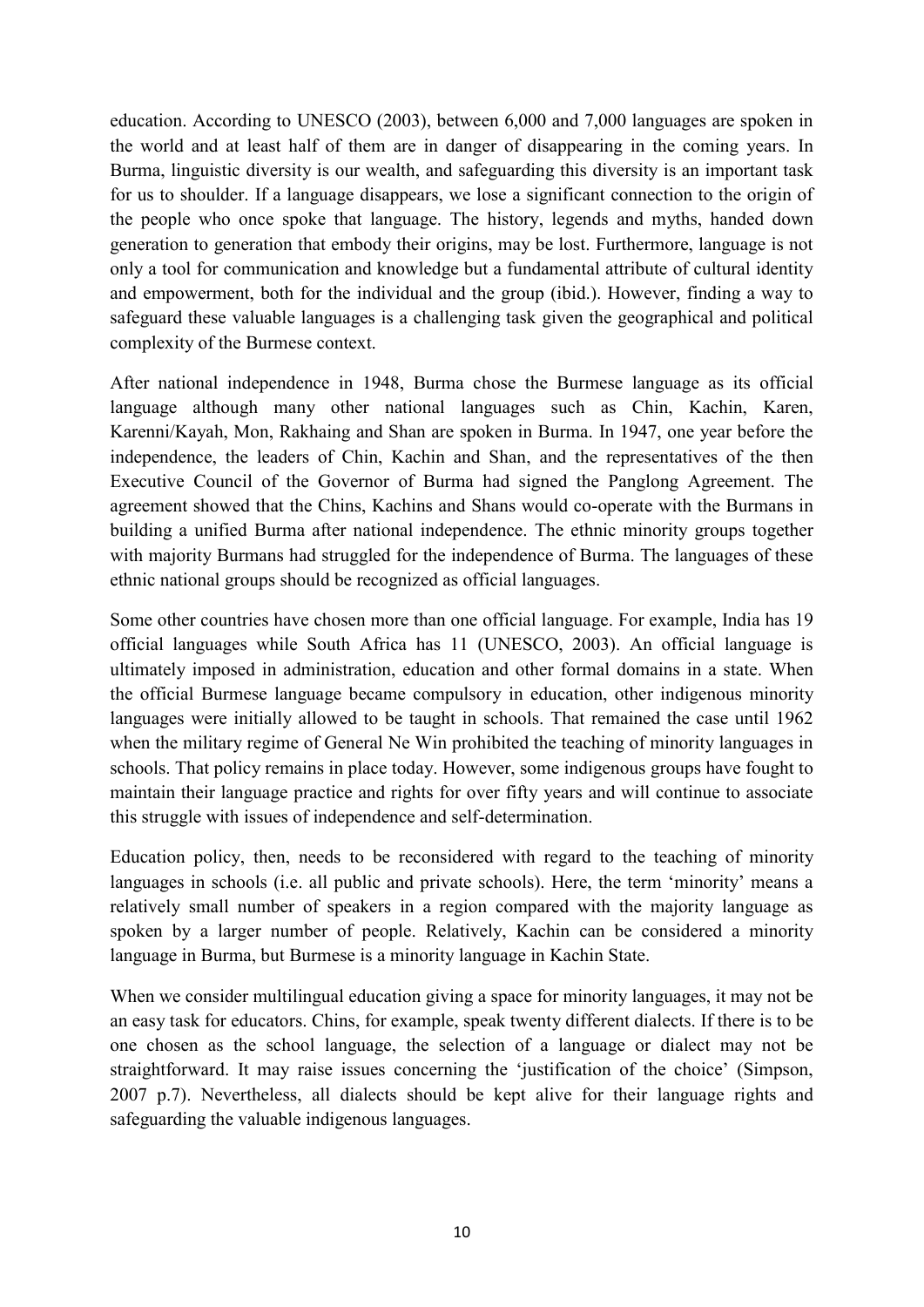education. According to UNESCO (2003), between 6,000 and 7,000 languages are spoken in the world and at least half of them are in danger of disappearing in the coming years. In Burma, linguistic diversity is our wealth, and safeguarding this diversity is an important task for us to shoulder. If a language disappears, we lose a significant connection to the origin of the people who once spoke that language. The history, legends and myths, handed down generation to generation that embody their origins, may be lost. Furthermore, language is not only a tool for communication and knowledge but a fundamental attribute of cultural identity and empowerment, both for the individual and the group (ibid.). However, finding a way to safeguard these valuable languages is a challenging task given the geographical and political complexity of the Burmese context.

After national independence in 1948, Burma chose the Burmese language as its official language although many other national languages such as Chin, Kachin, Karen, Karenni/Kayah, Mon, Rakhaing and Shan are spoken in Burma. In 1947, one year before the independence, the leaders of Chin, Kachin and Shan, and the representatives of the then Executive Council of the Governor of Burma had signed the Panglong Agreement. The agreement showed that the Chins, Kachins and Shans would co-operate with the Burmans in building a unified Burma after national independence. The ethnic minority groups together with majority Burmans had struggled for the independence of Burma. The languages of these ethnic national groups should be recognized as official languages.

Some other countries have chosen more than one official language. For example, India has 19 official languages while South Africa has 11 (UNESCO, 2003). An official language is ultimately imposed in administration, education and other formal domains in a state. When the official Burmese language became compulsory in education, other indigenous minority languages were initially allowed to be taught in schools. That remained the case until 1962 when the military regime of General Ne Win prohibited the teaching of minority languages in schools. That policy remains in place today. However, some indigenous groups have fought to maintain their language practice and rights for over fifty years and will continue to associate this struggle with issues of independence and self-determination.

Education policy, then, needs to be reconsidered with regard to the teaching of minority languages in schools (i.e. all public and private schools). Here, the term 'minority' means a relatively small number of speakers in a region compared with the majority language as spoken by a larger number of people. Relatively, Kachin can be considered a minority language in Burma, but Burmese is a minority language in Kachin State.

When we consider multilingual education giving a space for minority languages, it may not be an easy task for educators. Chins, for example, speak twenty different dialects. If there is to be one chosen as the school language, the selection of a language or dialect may not be straightforward. It may raise issues concerning the 'justification of the choice' (Simpson, 2007 p.7). Nevertheless, all dialects should be kept alive for their language rights and safeguarding the valuable indigenous languages.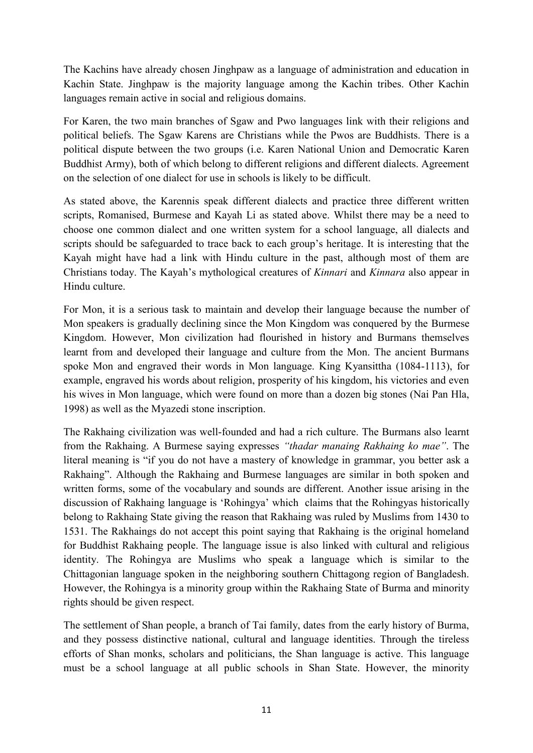The Kachins have already chosen Jinghpaw as a language of administration and education in Kachin State. Jinghpaw is the majority language among the Kachin tribes. Other Kachin languages remain active in social and religious domains.

For Karen, the two main branches of Sgaw and Pwo languages link with their religions and political beliefs. The Sgaw Karens are Christians while the Pwos are Buddhists. There is a political dispute between the two groups (i.e. Karen National Union and Democratic Karen Buddhist Army), both of which belong to different religions and different dialects. Agreement on the selection of one dialect for use in schools is likely to be difficult.

As stated above, the Karennis speak different dialects and practice three different written scripts, Romanised, Burmese and Kayah Li as stated above. Whilst there may be a need to choose one common dialect and one written system for a school language, all dialects and scripts should be safeguarded to trace back to each group's heritage. It is interesting that the Kayah might have had a link with Hindu culture in the past, although most of them are Christians today. The Kayah's mythological creatures of *Kinnari* and *Kinnara* also appear in Hindu culture.

For Mon, it is a serious task to maintain and develop their language because the number of Mon speakers is gradually declining since the Mon Kingdom was conquered by the Burmese Kingdom. However, Mon civilization had flourished in history and Burmans themselves learnt from and developed their language and culture from the Mon. The ancient Burmans spoke Mon and engraved their words in Mon language. King Kyansittha (1084-1113), for example, engraved his words about religion, prosperity of his kingdom, his victories and even his wives in Mon language, which were found on more than a dozen big stones (Nai Pan Hla, 1998) as well as the Myazedi stone inscription.

The Rakhaing civilization was well-founded and had a rich culture. The Burmans also learnt from the Rakhaing. A Burmese saying expresses *"thadar manaing Rakhaing ko mae"*. The literal meaning is "if you do not have a mastery of knowledge in grammar, you better ask a Rakhaing". Although the Rakhaing and Burmese languages are similar in both spoken and written forms, some of the vocabulary and sounds are different. Another issue arising in the discussion of Rakhaing language is 'Rohingya' which claims that the Rohingyas historically belong to Rakhaing State giving the reason that Rakhaing was ruled by Muslims from 1430 to 1531. The Rakhaings do not accept this point saying that Rakhaing is the original homeland for Buddhist Rakhaing people. The language issue is also linked with cultural and religious identity. The Rohingya are Muslims who speak a language which is similar to the Chittagonian language spoken in the neighboring southern Chittagong region of Bangladesh. However, the Rohingya is a minority group within the Rakhaing State of Burma and minority rights should be given respect.

The settlement of Shan people, a branch of Tai family, dates from the early history of Burma, and they possess distinctive national, cultural and language identities. Through the tireless efforts of Shan monks, scholars and politicians, the Shan language is active. This language must be a school language at all public schools in Shan State. However, the minority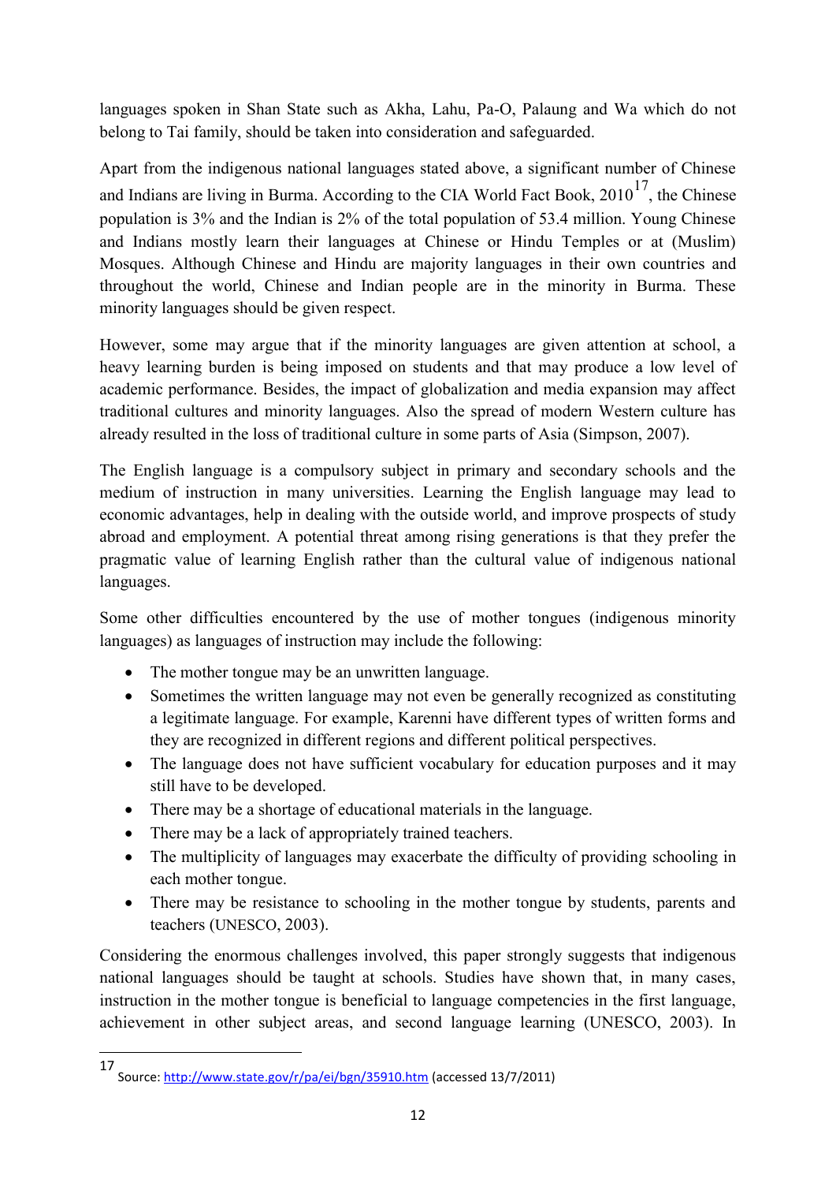languages spoken in Shan State such as Akha, Lahu, Pa-O, Palaung and Wa which do not belong to Tai family, should be taken into consideration and safeguarded.

Apart from the indigenous national languages stated above, a significant number of Chinese and Indians are living in Burma. According to the CIA World Fact Book, 2010[17], the Chinese population is 3% and the Indian is 2% of the total population of 53.4 million. Young Chinese and Indians mostly learn their languages at Chinese or Hindu Temples or at (Muslim) Mosques. Although Chinese and Hindu are majority languages in their own countries and throughout the world, Chinese and Indian people are in the minority in Burma. These minority languages should be given respect.

However, some may argue that if the minority languages are given attention at school, a heavy learning burden is being imposed on students and that may produce a low level of academic performance. Besides, the impact of globalization and media expansion may affect traditional cultures and minority languages. Also the spread of modern Western culture has already resulted in the loss of traditional culture in some parts of Asia (Simpson, 2007).

The English language is a compulsory subject in primary and secondary schools and the medium of instruction in many universities. Learning the English language may lead to economic advantages, help in dealing with the outside world, and improve prospects of study abroad and employment. A potential threat among rising generations is that they prefer the pragmatic value of learning English rather than the cultural value of indigenous national languages.

Some other difficulties encountered by the use of mother tongues (indigenous minority languages) as languages of instruction may include the following:

- The mother tongue may be an unwritten language.
- Sometimes the written language may not even be generally recognized as constituting a legitimate language. For example, Karenni have different types of written forms and they are recognized in different regions and different political perspectives.
- The language does not have sufficient vocabulary for education purposes and it may still have to be developed.
- There may be a shortage of educational materials in the language.
- There may be a lack of appropriately trained teachers.
- The multiplicity of languages may exacerbate the difficulty of providing schooling in each mother tongue.
- There may be resistance to schooling in the mother tongue by students, parents and teachers (UNESCO, 2003).

Considering the enormous challenges involved, this paper strongly suggests that indigenous national languages should be taught at schools. Studies have shown that, in many cases, instruction in the mother tongue is beneficial to language competencies in the first language, achievement in other subject areas, and second language learning (UNESCO, 2003). In

---

[17] Source: http://www.state.gov/r/pa/ei/bgn/35910.htm (accessed 13/7/2011)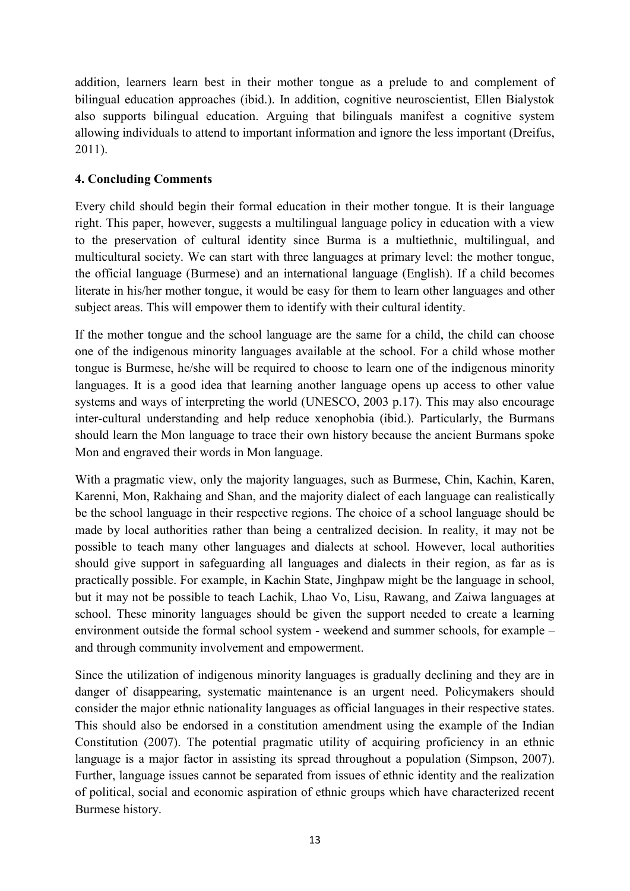addition, learners learn best in their mother tongue as a prelude to and complement of bilingual education approaches (ibid.). In addition, cognitive neuroscientist, Ellen Bialystok also supports bilingual education. Arguing that bilinguals manifest a cognitive system allowing individuals to attend to important information and ignore the less important (Dreifus, 2011).

## 4. Concluding Comments

Every child should begin their formal education in their mother tongue. It is their language right. This paper, however, suggests a multilingual language policy in education with a view to the preservation of cultural identity since Burma is a multiethnic, multilingual, and multicultural society. We can start with three languages at primary level: the mother tongue, the official language (Burmese) and an international language (English). If a child becomes literate in his/her mother tongue, it would be easy for them to learn other languages and other subject areas. This will empower them to identify with their cultural identity.

If the mother tongue and the school language are the same for a child, the child can choose one of the indigenous minority languages available at the school. For a child whose mother tongue is Burmese, he/she will be required to choose to learn one of the indigenous minority languages. It is a good idea that learning another language opens up access to other value systems and ways of interpreting the world (UNESCO, 2003 p.17). This may also encourage inter-cultural understanding and help reduce xenophobia (ibid.). Particularly, the Burmans should learn the Mon language to trace their own history because the ancient Burmans spoke Mon and engraved their words in Mon language.

With a pragmatic view, only the majority languages, such as Burmese, Chin, Kachin, Karen, Karenni, Mon, Rakhaing and Shan, and the majority dialect of each language can realistically be the school language in their respective regions. The choice of a school language should be made by local authorities rather than being a centralized decision. In reality, it may not be possible to teach many other languages and dialects at school. However, local authorities should give support in safeguarding all languages and dialects in their region, as far as is practically possible. For example, in Kachin State, Jinghpaw might be the language in school, but it may not be possible to teach Lachik, Lhao Vo, Lisu, Rawang, and Zaiwa languages at school. These minority languages should be given the support needed to create a learning environment outside the formal school system - weekend and summer schools, for example – and through community involvement and empowerment.

Since the utilization of indigenous minority languages is gradually declining and they are in danger of disappearing, systematic maintenance is an urgent need. Policymakers should consider the major ethnic nationality languages as official languages in their respective states. This should also be endorsed in a constitution amendment using the example of the Indian Constitution (2007). The potential pragmatic utility of acquiring proficiency in an ethnic language is a major factor in assisting its spread throughout a population (Simpson, 2007). Further, language issues cannot be separated from issues of ethnic identity and the realization of political, social and economic aspiration of ethnic groups which have characterized recent Burmese history.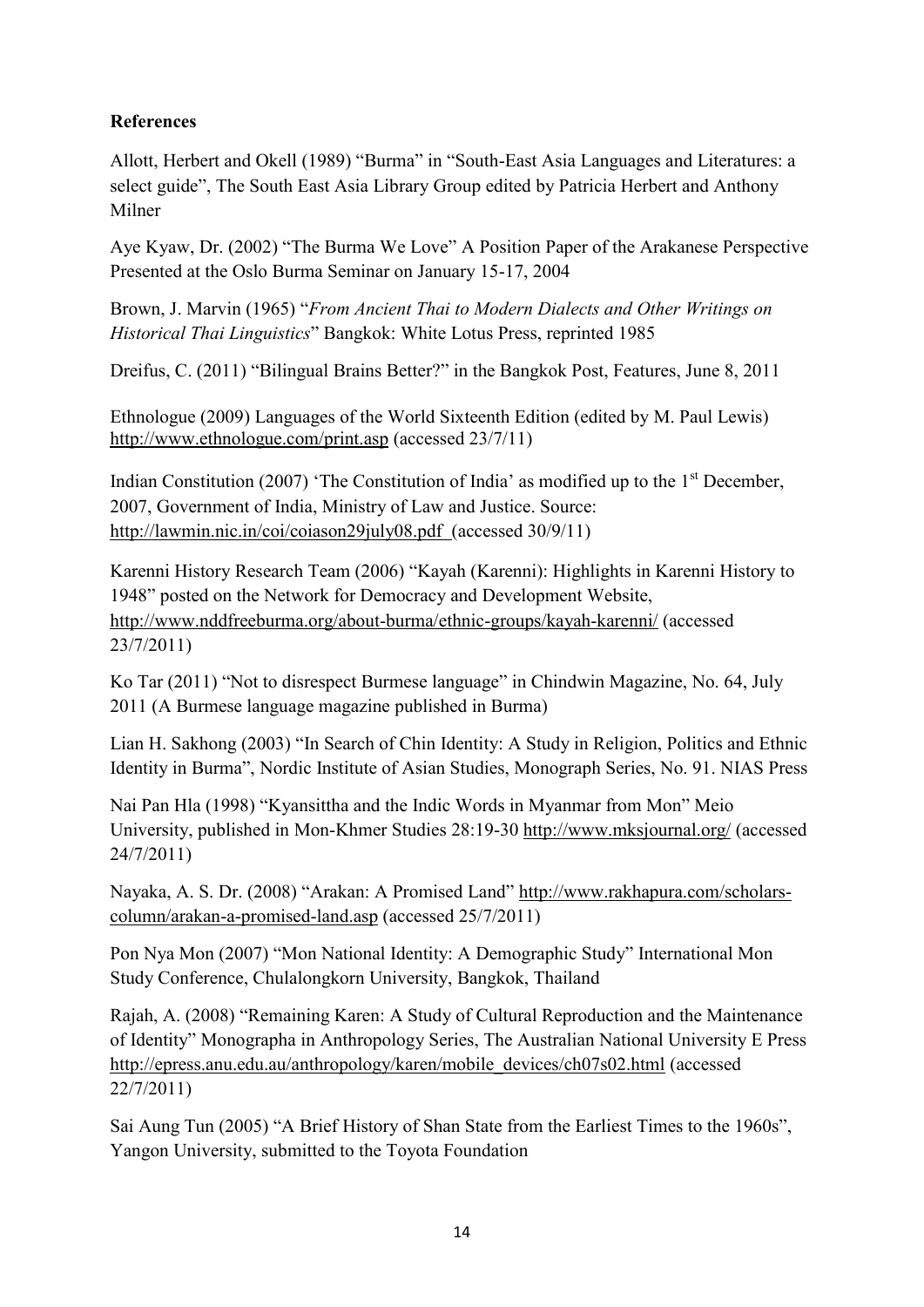**References**

Allott, Herbert and Okell (1989) "Burma" in "South-East Asia Languages and Literatures: a select guide", The South East Asia Library Group edited by Patricia Herbert and Anthony Milner

Aye Kyaw, Dr. (2002) "The Burma We Love" A Position Paper of the Arakanese Perspective Presented at the Oslo Burma Seminar on January 15-17, 2004

Brown, J. Marvin (1965) "*From Ancient Thai to Modern Dialects and Other Writings on Historical Thai Linguistics*" Bangkok: White Lotus Press, reprinted 1985

Dreifus, C. (2011) "Bilingual Brains Better?" in the Bangkok Post, Features, June 8, 2011

Ethnologue (2009) Languages of the World Sixteenth Edition (edited by M. Paul Lewis) http://www.ethnologue.com/print.asp (accessed 23/7/11)

Indian Constitution (2007) 'The Constitution of India' as modified up to the 1st December, 2007, Government of India, Ministry of Law and Justice. Source: http://lawmin.nic.in/coi/coiason29july08.pdf (accessed 30/9/11)

Karenni History Research Team (2006) "Kayah (Karenni): Highlights in Karenni History to 1948" posted on the Network for Democracy and Development Website, http://www.nddfreeburma.org/about-burma/ethnic-groups/kayah-karenni/ (accessed 23/7/2011)

Ko Tar (2011) "Not to disrespect Burmese language" in Chindwin Magazine, No. 64, July 2011 (A Burmese language magazine published in Burma)

Lian H. Sakhong (2003) "In Search of Chin Identity: A Study in Religion, Politics and Ethnic Identity in Burma", Nordic Institute of Asian Studies, Monograph Series, No. 91. NIAS Press

Nai Pan Hla (1998) "Kyansittha and the Indic Words in Myanmar from Mon" Meio University, published in Mon-Khmer Studies 28:19-30 http://www.mksjournal.org/ (accessed 24/7/2011)

Nayaka, A. S. Dr. (2008) "Arakan: A Promised Land" http://www.rakhapura.com/scholars-column/arakan-a-promised-land.asp (accessed 25/7/2011)

Pon Nya Mon (2007) "Mon National Identity: A Demographic Study" International Mon Study Conference, Chulalongkorn University, Bangkok, Thailand

Rajah, A. (2008) "Remaining Karen: A Study of Cultural Reproduction and the Maintenance of Identity" Monographa in Anthropology Series, The Australian National University E Press http://epress.anu.edu.au/anthropology/karen/mobile_devices/ch07s02.html (accessed 22/7/2011)

Sai Aung Tun (2005) "A Brief History of Shan State from the Earliest Times to the 1960s", Yangon University, submitted to the Toyota Foundation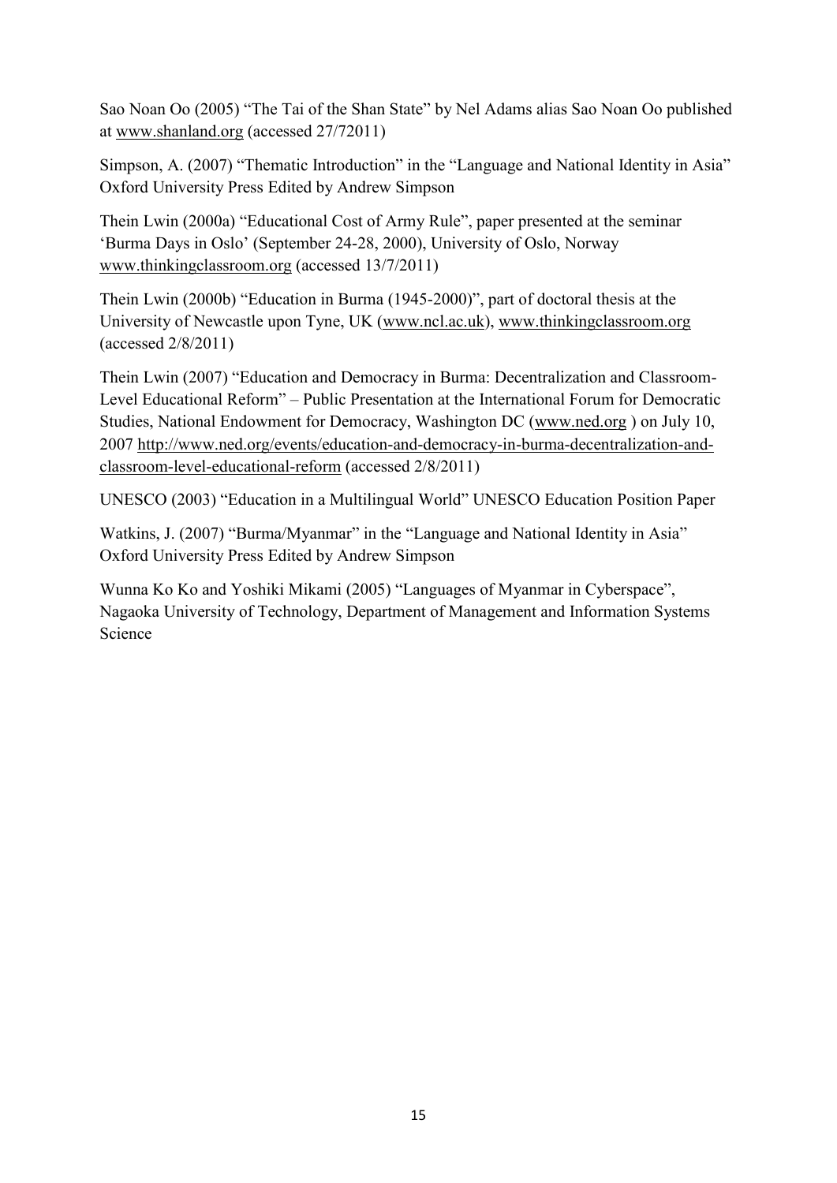Sao Noan Oo (2005) “The Tai of the Shan State” by Nel Adams alias Sao Noan Oo published at www.shanland.org (accessed 27/72011)

Simpson, A. (2007) “Thematic Introduction” in the “Language and National Identity in Asia” Oxford University Press Edited by Andrew Simpson

Thein Lwin (2000a) “Educational Cost of Army Rule”, paper presented at the seminar ‘Burma Days in Oslo’ (September 24-28, 2000), University of Oslo, Norway www.thinkingclassroom.org (accessed 13/7/2011)

Thein Lwin (2000b) “Education in Burma (1945-2000)”, part of doctoral thesis at the University of Newcastle upon Tyne, UK (www.ncl.ac.uk), www.thinkingclassroom.org (accessed 2/8/2011)

Thein Lwin (2007) “Education and Democracy in Burma: Decentralization and Classroom-Level Educational Reform” – Public Presentation at the International Forum for Democratic Studies, National Endowment for Democracy, Washington DC (www.ned.org ) on July 10, 2007 http://www.ned.org/events/education-and-democracy-in-burma-decentralization-and-classroom-level-educational-reform (accessed 2/8/2011)

UNESCO (2003) “Education in a Multilingual World” UNESCO Education Position Paper

Watkins, J. (2007) “Burma/Myanmar” in the “Language and National Identity in Asia” Oxford University Press Edited by Andrew Simpson

Wunna Ko Ko and Yoshiki Mikami (2005) “Languages of Myanmar in Cyberspace”, Nagaoka University of Technology, Department of Management and Information Systems Science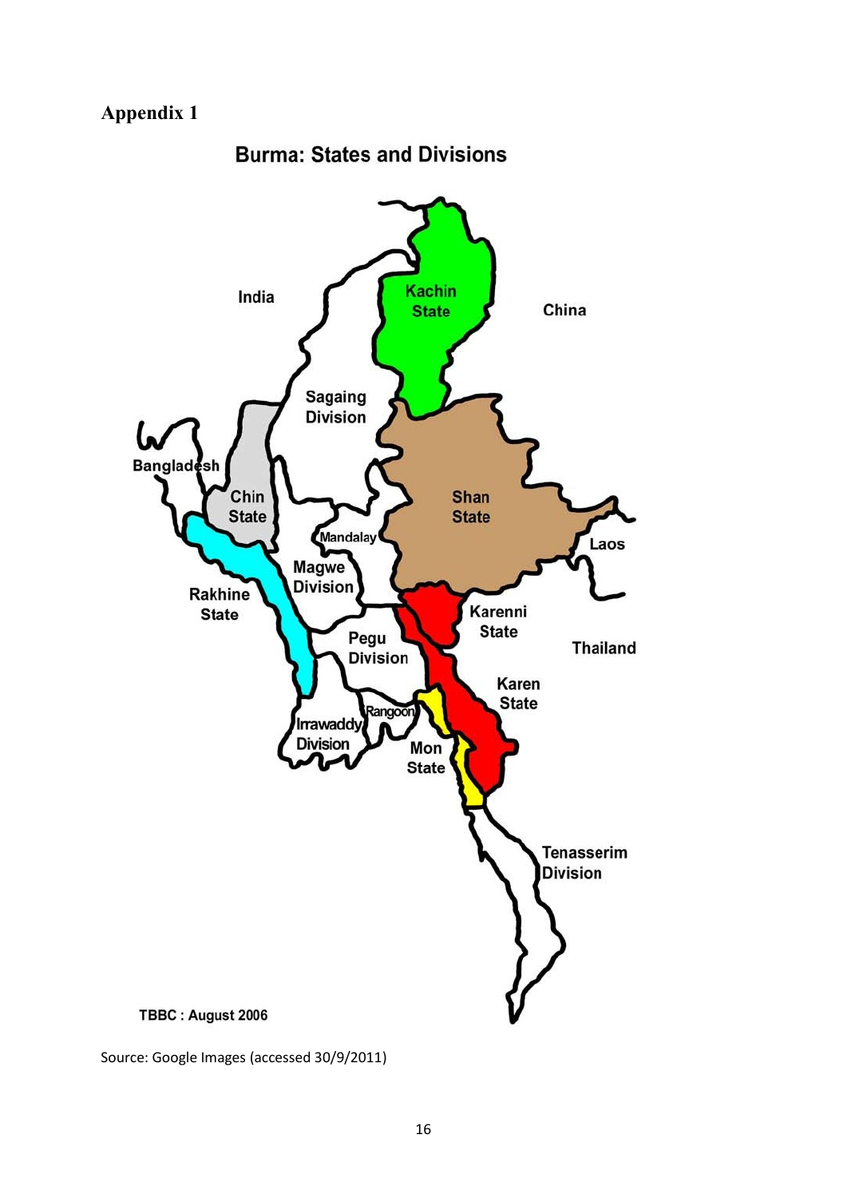# Appendix 1

Burma: States and Divisions

TBBC : August 2006

Source: Google Images (accessed 30/9/2011)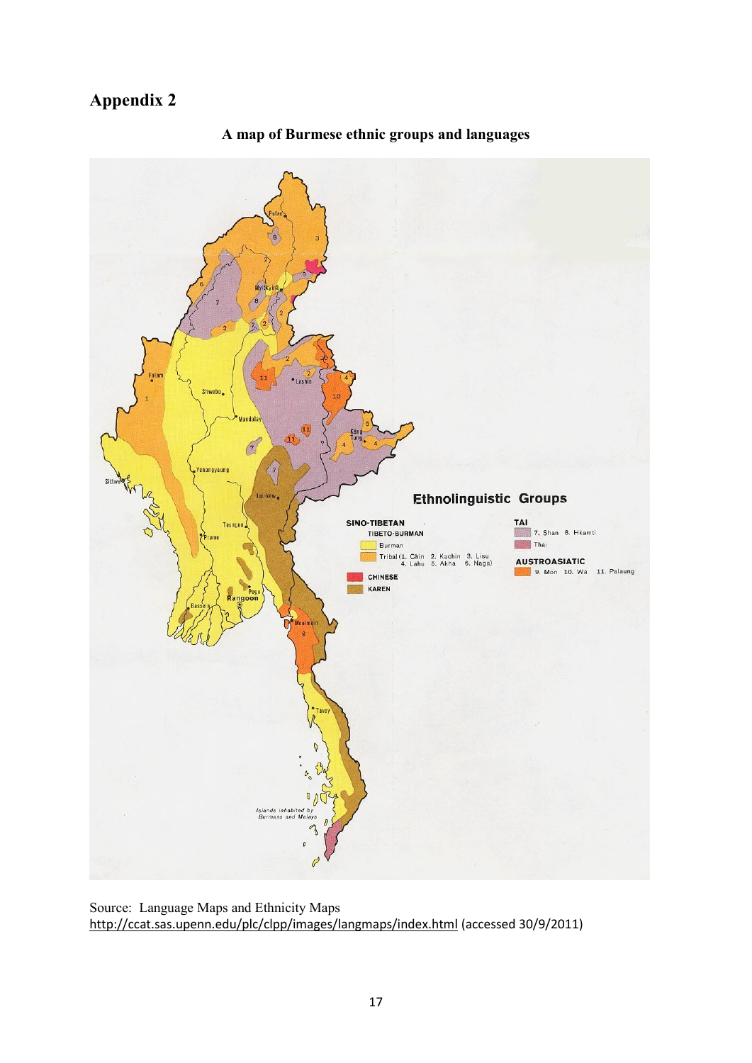# Appendix 2

**A map of Burmese ethnic groups and languages**

Putao
Myitkyina
Falam
Shwebo
Lashio
Mandalay
Kang Tung
Yenangyaung
Sittwe
Loi-kaw
Taungoo
Prome
Pegu
Rangoon
Bassein
Moulmein
Tavoy
Islands inhabited by Burmans and Malays

Ethnolinguistic Groups

SINO-TIBETAN
TIBETO-BURMAN
Burman
Tribal (1. Chin 2. Kachin 3. Lisu 4. Lahu 5. Akha 6. Naga)
CHINESE
KAREN

TAI
7. Shan 8. Hkamti
Thai

AUSTROASIATIC
9. Mon 10. Wa 11. Palaung

Source: Language Maps and Ethnicity Maps
http://ccat.sas.upenn.edu/plc/clpp/images/langmaps/index.html (accessed 30/9/2011)